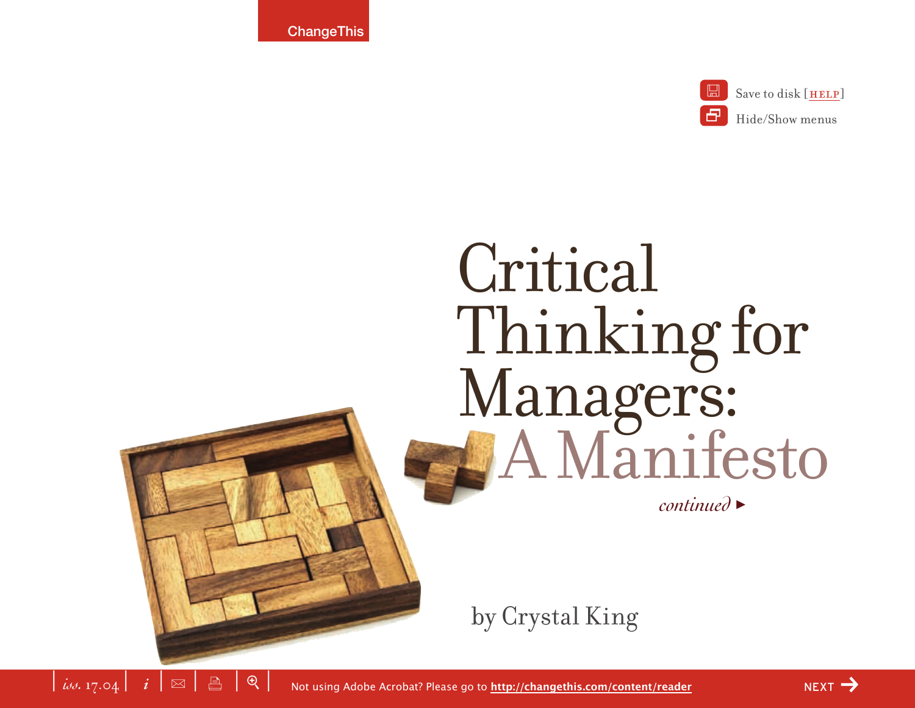# Critical Thinking for Managers: A Manifesto

*continued* ►

by Crystal King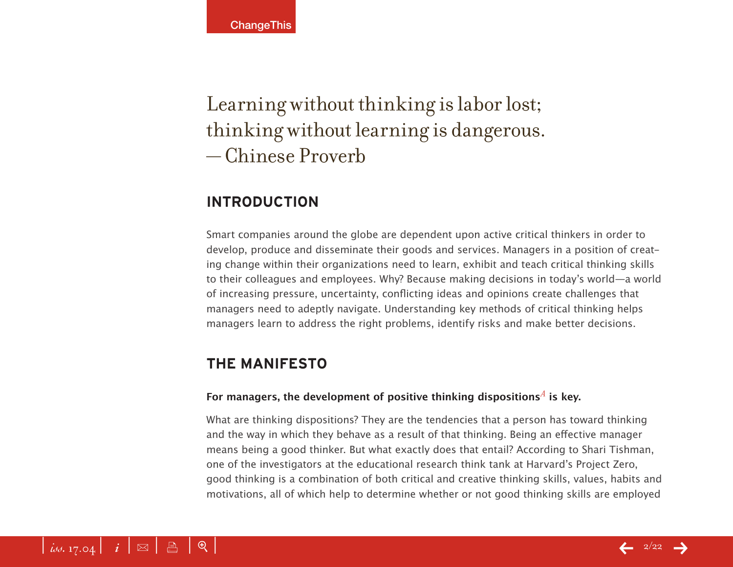Learning without thinking is labor lost;
thinking without learning is dangerous.
— Chinese Proverb

## INTRODUCTION

Smart companies around the globe are dependent upon active critical thinkers in order to develop, produce and disseminate their goods and services. Managers in a position of creating change within their organizations need to learn, exhibit and teach critical thinking skills to their colleagues and employees. Why? Because making decisions in today's world—a world of increasing pressure, uncertainty, conflicting ideas and opinions create challenges that managers need to adeptly navigate. Understanding key methods of critical thinking helps managers learn to address the right problems, identify risks and make better decisions.

## THE MANIFESTO

**For managers, the development of positive thinking dispositions[A] is key.**

What are thinking dispositions? They are the tendencies that a person has toward thinking and the way in which they behave as a result of that thinking. Being an effective manager means being a good thinker. But what exactly does that entail? According to Shari Tishman, one of the investigators at the educational research think tank at Harvard's Project Zero, good thinking is a combination of both critical and creative thinking skills, values, habits and motivations, all of which help to determine whether or not good thinking skills are employed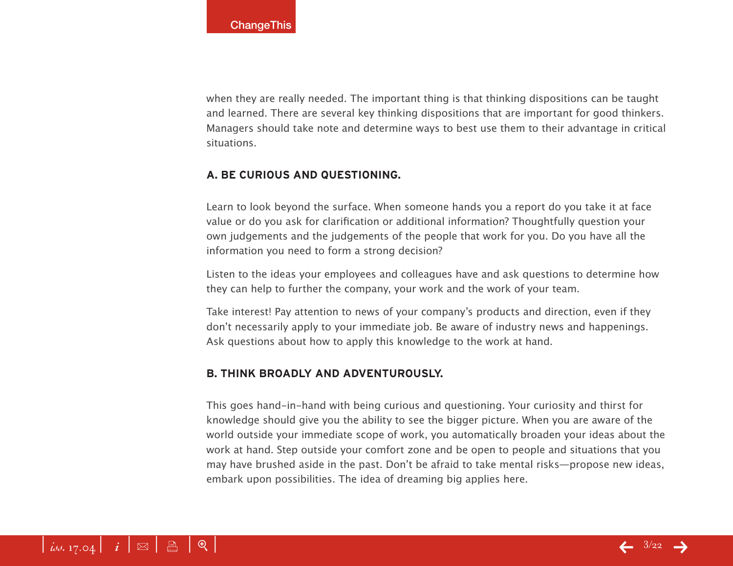when they are really needed. The important thing is that thinking dispositions can be taught and learned. There are several key thinking dispositions that are important for good thinkers. Managers should take note and determine ways to best use them to their advantage in critical situations.

### A. BE CURIOUS AND QUESTIONING.

Learn to look beyond the surface. When someone hands you a report do you take it at face value or do you ask for clarification or additional information? Thoughtfully question your own judgements and the judgements of the people that work for you. Do you have all the information you need to form a strong decision?

Listen to the ideas your employees and colleagues have and ask questions to determine how they can help to further the company, your work and the work of your team.

Take interest! Pay attention to news of your company's products and direction, even if they don't necessarily apply to your immediate job. Be aware of industry news and happenings. Ask questions about how to apply this knowledge to the work at hand.

### B. THINK BROADLY AND ADVENTUROUSLY.

This goes hand-in-hand with being curious and questioning. Your curiosity and thirst for knowledge should give you the ability to see the bigger picture. When you are aware of the world outside your immediate scope of work, you automatically broaden your ideas about the work at hand. Step outside your comfort zone and be open to people and situations that you may have brushed aside in the past. Don't be afraid to take mental risks—propose new ideas, embark upon possibilities. The idea of dreaming big applies here.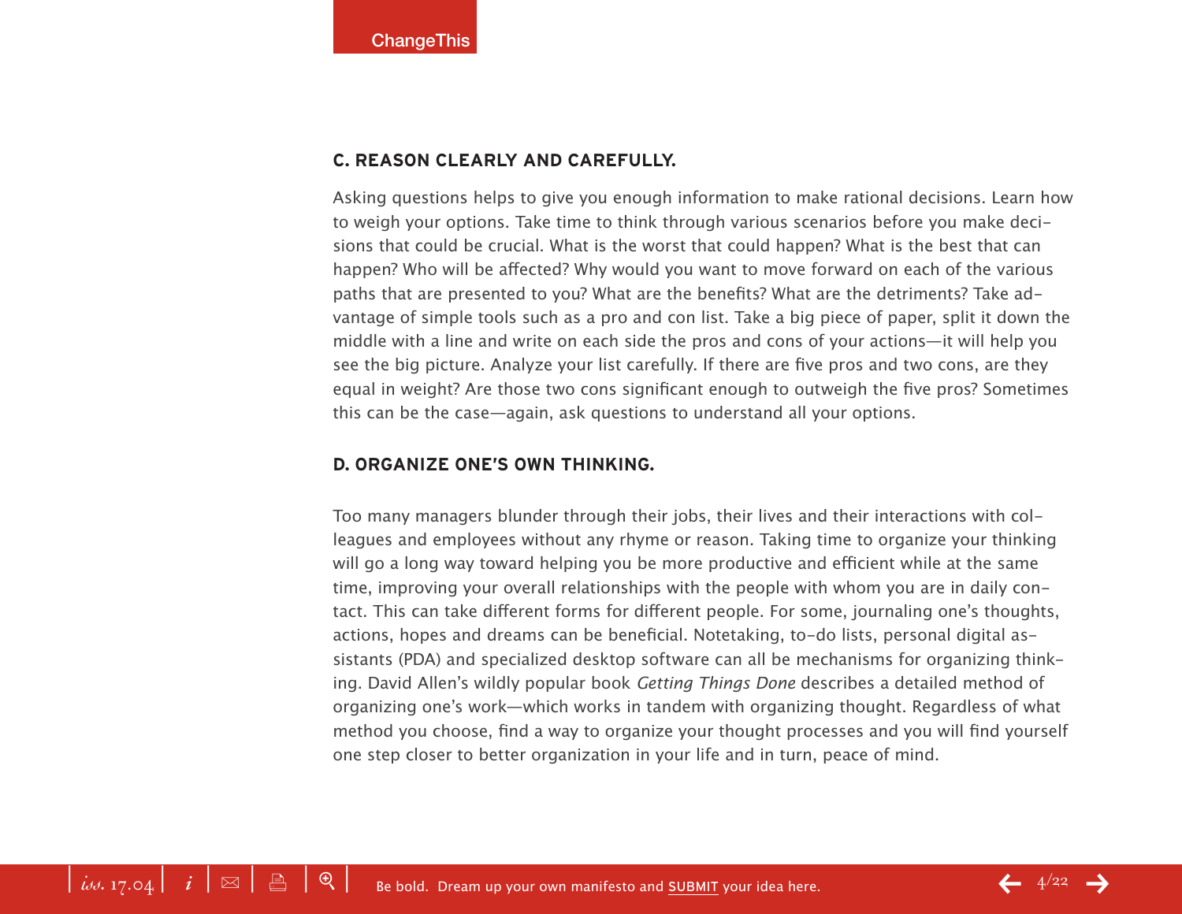### C. REASON CLEARLY AND CAREFULLY.

Asking questions helps to give you enough information to make rational decisions. Learn how to weigh your options. Take time to think through various scenarios before you make decisions that could be crucial. What is the worst that could happen? What is the best that can happen? Who will be affected? Why would you want to move forward on each of the various paths that are presented to you? What are the benefits? What are the detriments? Take advantage of simple tools such as a pro and con list. Take a big piece of paper, split it down the middle with a line and write on each side the pros and cons of your actions—it will help you see the big picture. Analyze your list carefully. If there are five pros and two cons, are they equal in weight? Are those two cons significant enough to outweigh the five pros? Sometimes this can be the case—again, ask questions to understand all your options.

### D. ORGANIZE ONE'S OWN THINKING.

Too many managers blunder through their jobs, their lives and their interactions with colleagues and employees without any rhyme or reason. Taking time to organize your thinking will go a long way toward helping you be more productive and efficient while at the same time, improving your overall relationships with the people with whom you are in daily contact. This can take different forms for different people. For some, journaling one's thoughts, actions, hopes and dreams can be beneficial. Notetaking, to-do lists, personal digital assistants (PDA) and specialized desktop software can all be mechanisms for organizing thinking. David Allen's wildly popular book *Getting Things Done* describes a detailed method of organizing one's work—which works in tandem with organizing thought. Regardless of what method you choose, find a way to organize your thought processes and you will find yourself one step closer to better organization in your life and in turn, peace of mind.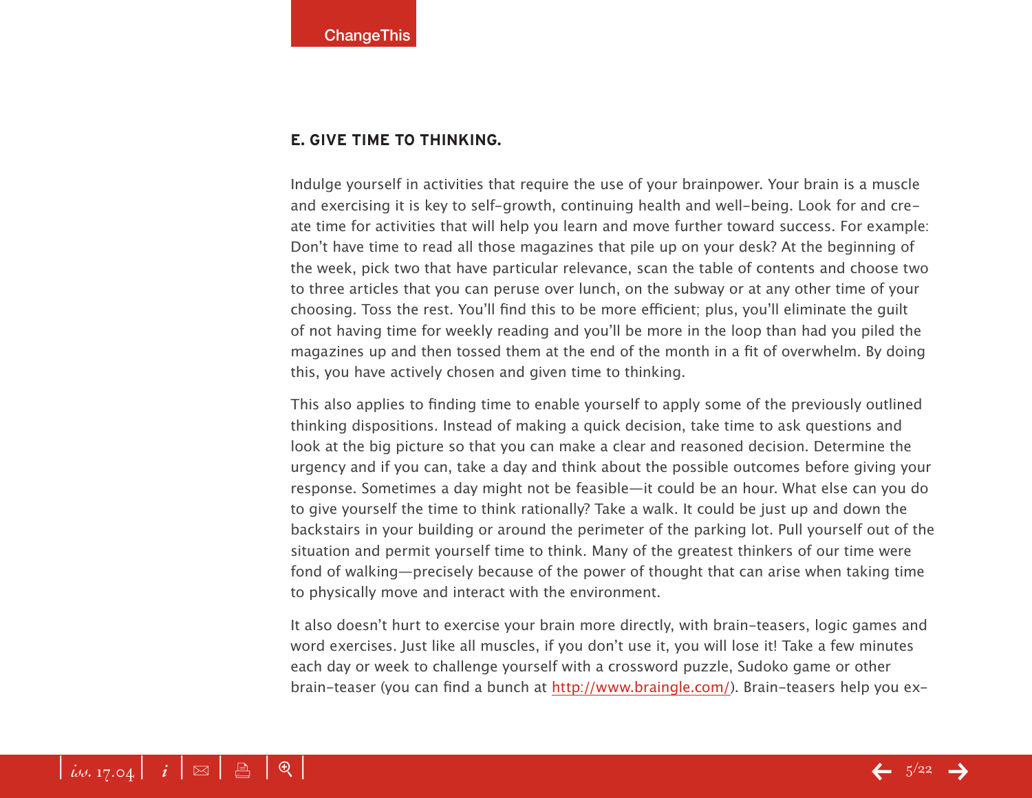### E. GIVE TIME TO THINKING.

Indulge yourself in activities that require the use of your brainpower. Your brain is a muscle and exercising it is key to self-growth, continuing health and well-being. Look for and create time for activities that will help you learn and move further toward success. For example: Don't have time to read all those magazines that pile up on your desk? At the beginning of the week, pick two that have particular relevance, scan the table of contents and choose two to three articles that you can peruse over lunch, on the subway or at any other time of your choosing. Toss the rest. You'll find this to be more efficient; plus, you'll eliminate the guilt of not having time for weekly reading and you'll be more in the loop than had you piled the magazines up and then tossed them at the end of the month in a fit of overwhelm. By doing this, you have actively chosen and given time to thinking.

This also applies to finding time to enable yourself to apply some of the previously outlined thinking dispositions. Instead of making a quick decision, take time to ask questions and look at the big picture so that you can make a clear and reasoned decision. Determine the urgency and if you can, take a day and think about the possible outcomes before giving your response. Sometimes a day might not be feasible—it could be an hour. What else can you do to give yourself the time to think rationally? Take a walk. It could be just up and down the backstairs in your building or around the perimeter of the parking lot. Pull yourself out of the situation and permit yourself time to think. Many of the greatest thinkers of our time were fond of walking—precisely because of the power of thought that can arise when taking time to physically move and interact with the environment.

It also doesn't hurt to exercise your brain more directly, with brain-teasers, logic games and word exercises. Just like all muscles, if you don't use it, you will lose it! Take a few minutes each day or week to challenge yourself with a crossword puzzle, Sudoko game or other brain-teaser (you can find a bunch at [http://www.braingle.com/](http://www.braingle.com/)). Brain-teasers help you ex-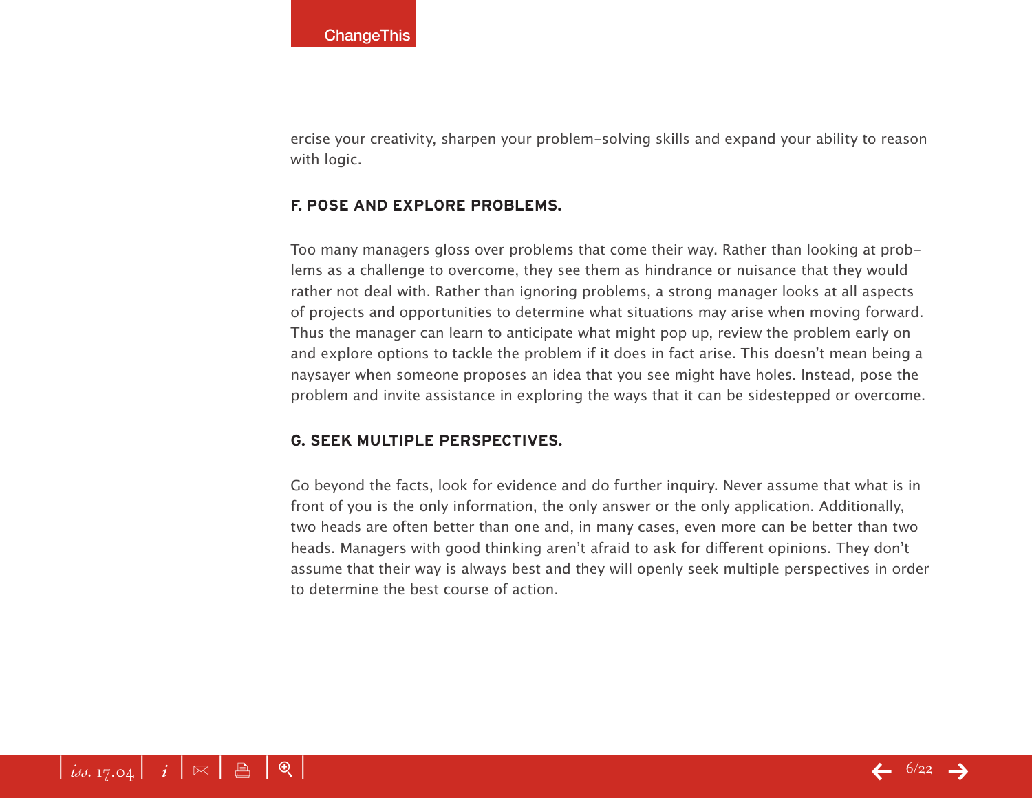ercise your creativity, sharpen your problem-solving skills and expand your ability to reason with logic.

**F. POSE AND EXPLORE PROBLEMS.**

Too many managers gloss over problems that come their way. Rather than looking at problems as a challenge to overcome, they see them as hindrance or nuisance that they would rather not deal with. Rather than ignoring problems, a strong manager looks at all aspects of projects and opportunities to determine what situations may arise when moving forward. Thus the manager can learn to anticipate what might pop up, review the problem early on and explore options to tackle the problem if it does in fact arise. This doesn't mean being a naysayer when someone proposes an idea that you see might have holes. Instead, pose the problem and invite assistance in exploring the ways that it can be sidestepped or overcome.

**G. SEEK MULTIPLE PERSPECTIVES.**

Go beyond the facts, look for evidence and do further inquiry. Never assume that what is in front of you is the only information, the only answer or the only application. Additionally, two heads are often better than one and, in many cases, even more can be better than two heads. Managers with good thinking aren't afraid to ask for different opinions. They don't assume that their way is always best and they will openly seek multiple perspectives in order to determine the best course of action.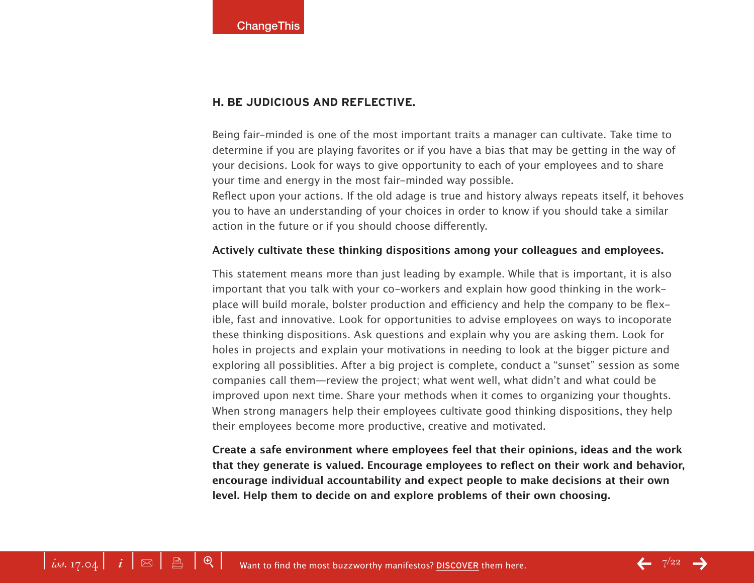### H. BE JUDICIOUS AND REFLECTIVE.

Being fair-minded is one of the most important traits a manager can cultivate. Take time to determine if you are playing favorites or if you have a bias that may be getting in the way of your decisions. Look for ways to give opportunity to each of your employees and to share your time and energy in the most fair-minded way possible.
Reflect upon your actions. If the old adage is true and history always repeats itself, it behooves you to have an understanding of your choices in order to know if you should take a similar action in the future or if you should choose differently.

**Actively cultivate these thinking dispositions among your colleagues and employees.**

This statement means more than just leading by example. While that is important, it is also important that you talk with your co-workers and explain how good thinking in the workplace will build morale, bolster production and efficiency and help the company to be flexible, fast and innovative. Look for opportunities to advise employees on ways to incoporate these thinking dispositions. Ask questions and explain why you are asking them. Look for holes in projects and explain your motivations in needing to look at the bigger picture and exploring all possiblities. After a big project is complete, conduct a "sunset" session as some companies call them—review the project; what went well, what didn't and what could be improved upon next time. Share your methods when it comes to organizing your thoughts. When strong managers help their employees cultivate good thinking dispositions, they help their employees become more productive, creative and motivated.

**Create a safe environment where employees feel that their opinions, ideas and the work that they generate is valued. Encourage employees to reflect on their work and behavior, encourage individual accountability and expect people to make decisions at their own level. Help them to decide on and explore problems of their own choosing.**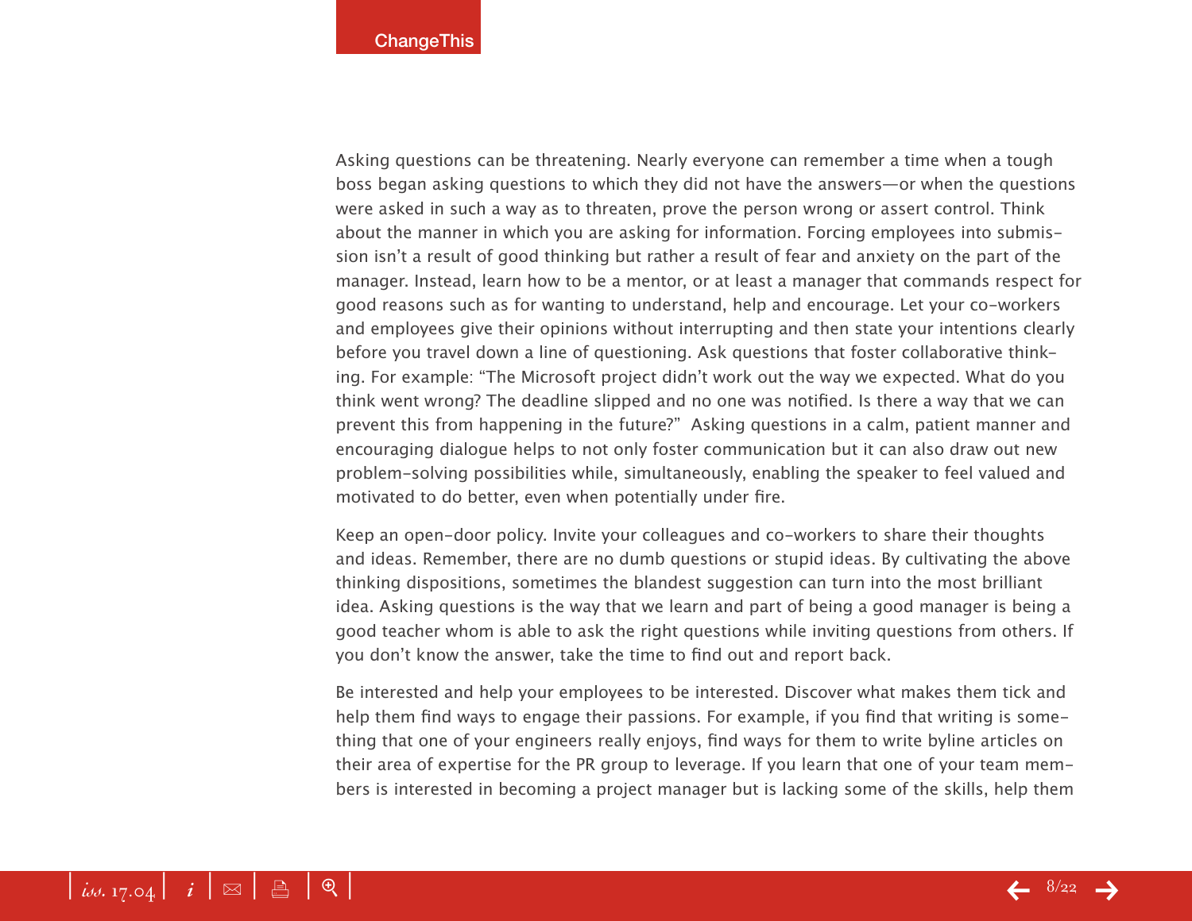Asking questions can be threatening. Nearly everyone can remember a time when a tough boss began asking questions to which they did not have the answers—or when the questions were asked in such a way as to threaten, prove the person wrong or assert control. Think about the manner in which you are asking for information. Forcing employees into submission isn't a result of good thinking but rather a result of fear and anxiety on the part of the manager. Instead, learn how to be a mentor, or at least a manager that commands respect for good reasons such as for wanting to understand, help and encourage. Let your co-workers and employees give their opinions without interrupting and then state your intentions clearly before you travel down a line of questioning. Ask questions that foster collaborative thinking. For example: "The Microsoft project didn't work out the way we expected. What do you think went wrong? The deadline slipped and no one was notified. Is there a way that we can prevent this from happening in the future?" Asking questions in a calm, patient manner and encouraging dialogue helps to not only foster communication but it can also draw out new problem-solving possibilities while, simultaneously, enabling the speaker to feel valued and motivated to do better, even when potentially under fire.

Keep an open-door policy. Invite your colleagues and co-workers to share their thoughts and ideas. Remember, there are no dumb questions or stupid ideas. By cultivating the above thinking dispositions, sometimes the blandest suggestion can turn into the most brilliant idea. Asking questions is the way that we learn and part of being a good manager is being a good teacher whom is able to ask the right questions while inviting questions from others. If you don't know the answer, take the time to find out and report back.

Be interested and help your employees to be interested. Discover what makes them tick and help them find ways to engage their passions. For example, if you find that writing is something that one of your engineers really enjoys, find ways for them to write byline articles on their area of expertise for the PR group to leverage. If you learn that one of your team members is interested in becoming a project manager but is lacking some of the skills, help them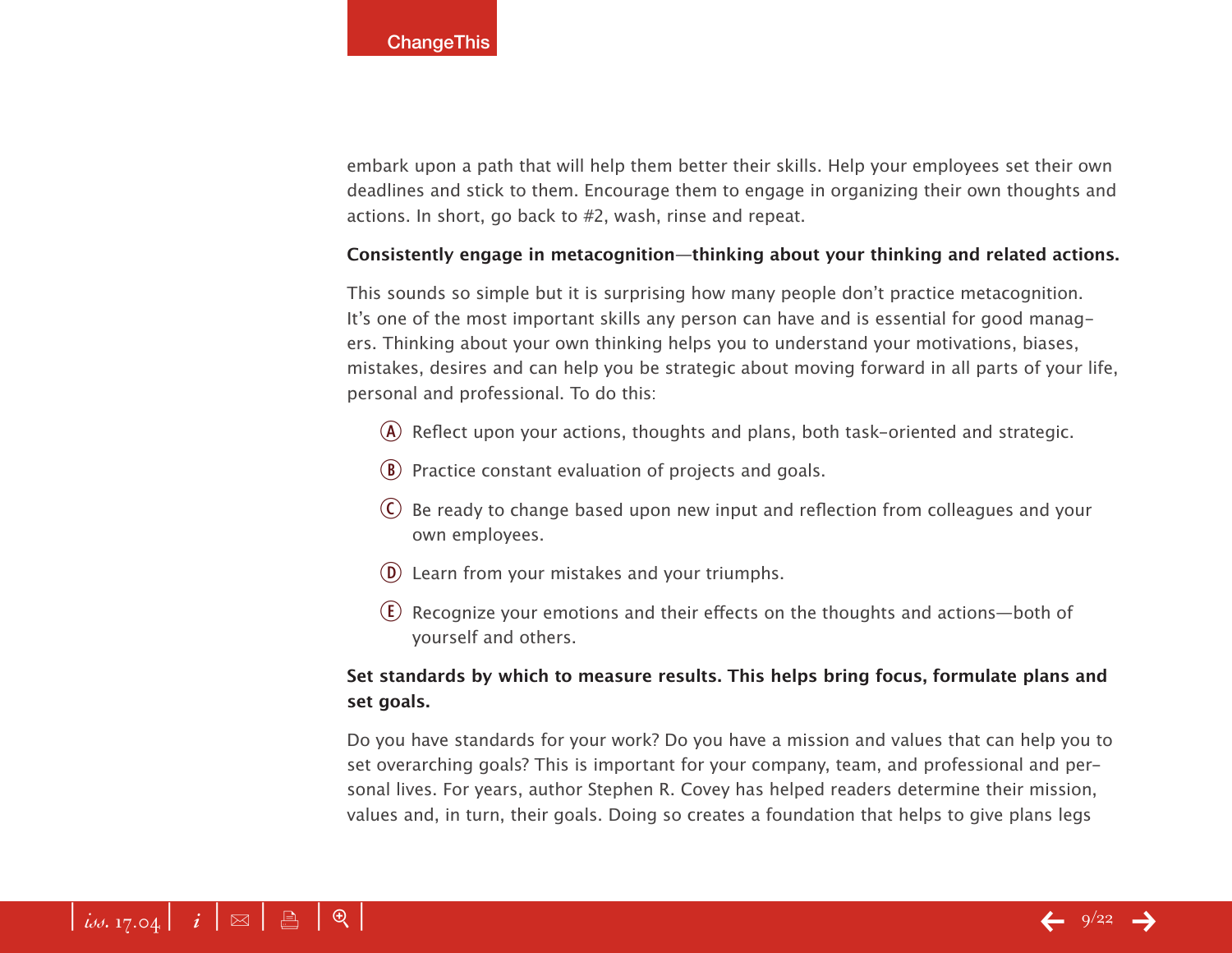embark upon a path that will help them better their skills. Help your employees set their own deadlines and stick to them. Encourage them to engage in organizing their own thoughts and actions. In short, go back to #2, wash, rinse and repeat.

**Consistently engage in metacognition—thinking about your thinking and related actions.**

This sounds so simple but it is surprising how many people don't practice metacognition. It's one of the most important skills any person can have and is essential for good managers. Thinking about your own thinking helps you to understand your motivations, biases, mistakes, desires and can help you be strategic about moving forward in all parts of your life, personal and professional. To do this:

- Ⓐ Reflect upon your actions, thoughts and plans, both task-oriented and strategic.
- Ⓑ Practice constant evaluation of projects and goals.
- Ⓒ Be ready to change based upon new input and reflection from colleagues and your own employees.
- Ⓓ Learn from your mistakes and your triumphs.
- Ⓔ Recognize your emotions and their effects on the thoughts and actions—both of yourself and others.

**Set standards by which to measure results. This helps bring focus, formulate plans and set goals.**

Do you have standards for your work? Do you have a mission and values that can help you to set overarching goals? This is important for your company, team, and professional and personal lives. For years, author Stephen R. Covey has helped readers determine their mission, values and, in turn, their goals. Doing so creates a foundation that helps to give plans legs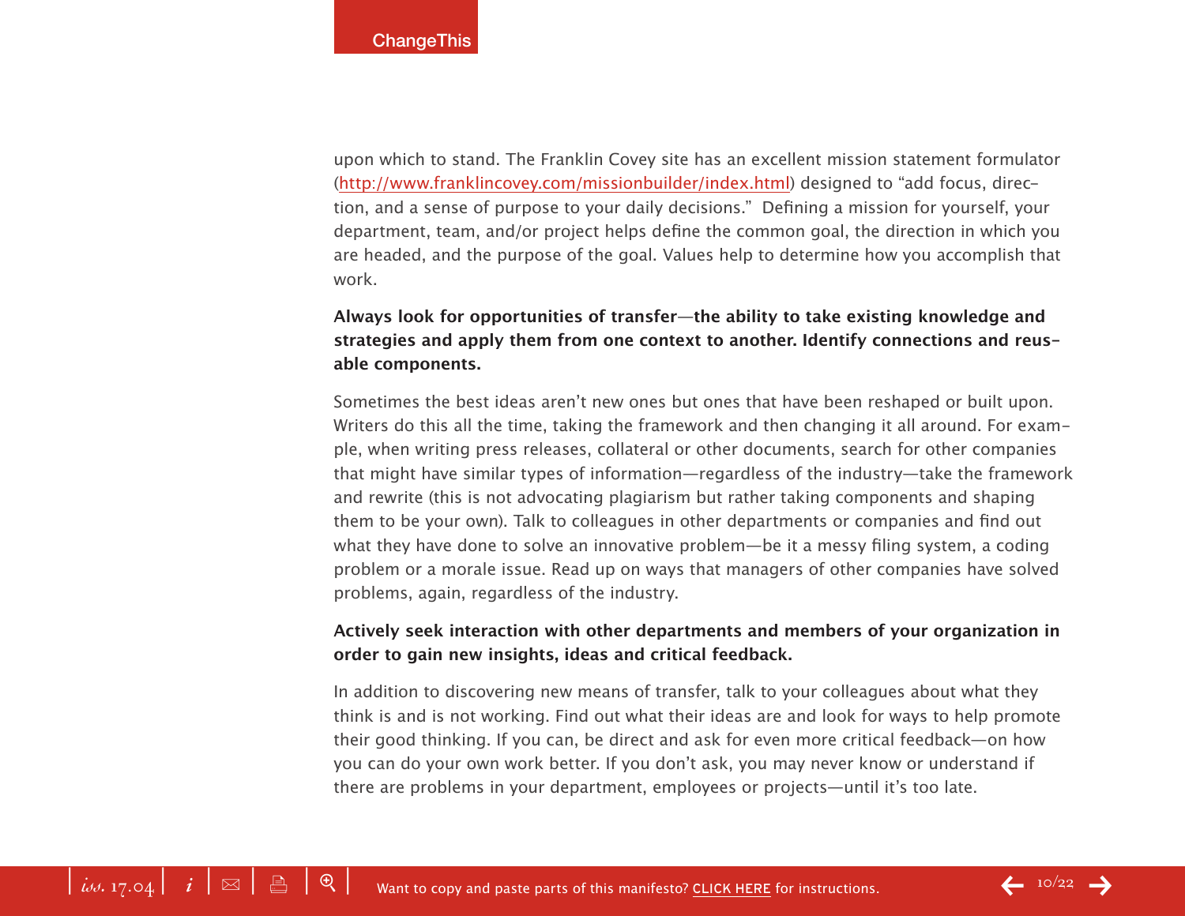upon which to stand. The Franklin Covey site has an excellent mission statement formulator (http://www.franklincovey.com/missionbuilder/index.html) designed to "add focus, direction, and a sense of purpose to your daily decisions." Defining a mission for yourself, your department, team, and/or project helps define the common goal, the direction in which you are headed, and the purpose of the goal. Values help to determine how you accomplish that work.

**Always look for opportunities of transfer—the ability to take existing knowledge and strategies and apply them from one context to another. Identify connections and reusable components.**

Sometimes the best ideas aren't new ones but ones that have been reshaped or built upon. Writers do this all the time, taking the framework and then changing it all around. For example, when writing press releases, collateral or other documents, search for other companies that might have similar types of information—regardless of the industry—take the framework and rewrite (this is not advocating plagiarism but rather taking components and shaping them to be your own). Talk to colleagues in other departments or companies and find out what they have done to solve an innovative problem—be it a messy filing system, a coding problem or a morale issue. Read up on ways that managers of other companies have solved problems, again, regardless of the industry.

**Actively seek interaction with other departments and members of your organization in order to gain new insights, ideas and critical feedback.**

In addition to discovering new means of transfer, talk to your colleagues about what they think is and is not working. Find out what their ideas are and look for ways to help promote their good thinking. If you can, be direct and ask for even more critical feedback—on how you can do your own work better. If you don't ask, you may never know or understand if there are problems in your department, employees or projects—until it's too late.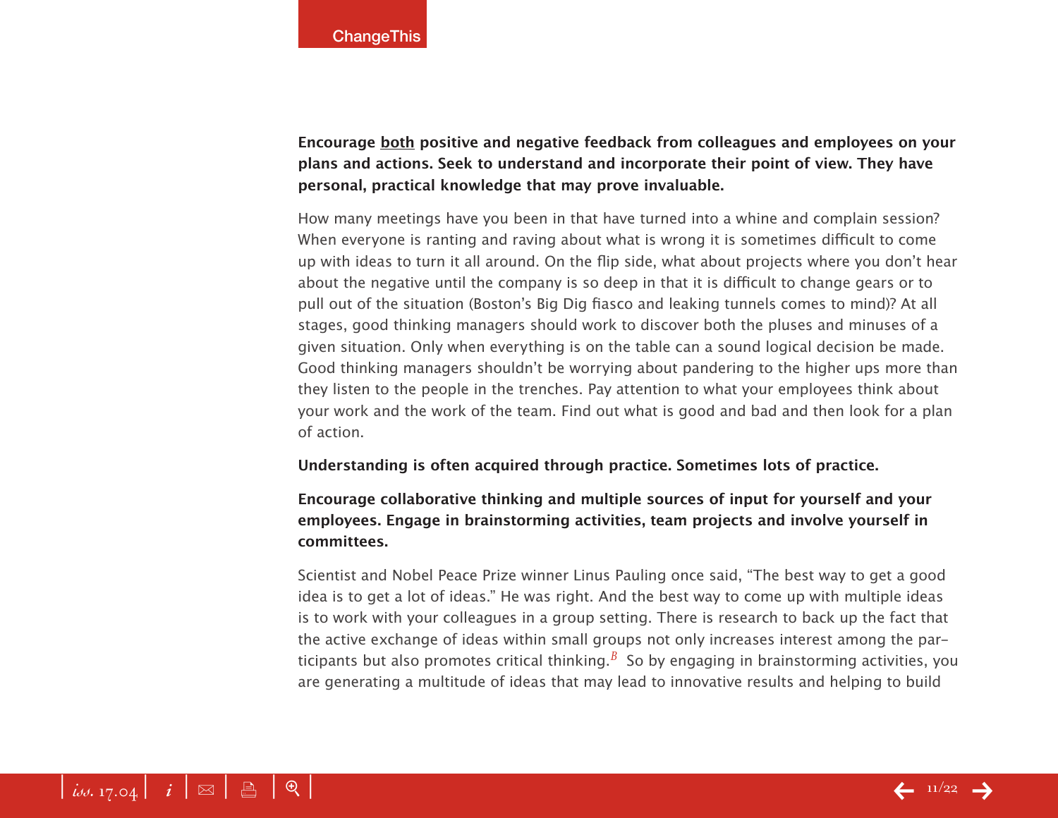**Encourage <u>both</u> positive and negative feedback from colleagues and employees on your plans and actions. Seek to understand and incorporate their point of view. They have personal, practical knowledge that may prove invaluable.**

How many meetings have you been in that have turned into a whine and complain session? When everyone is ranting and raving about what is wrong it is sometimes difficult to come up with ideas to turn it all around. On the flip side, what about projects where you don't hear about the negative until the company is so deep in that it is difficult to change gears or to pull out of the situation (Boston's Big Dig fiasco and leaking tunnels comes to mind)? At all stages, good thinking managers should work to discover both the pluses and minuses of a given situation. Only when everything is on the table can a sound logical decision be made. Good thinking managers shouldn't be worrying about pandering to the higher ups more than they listen to the people in the trenches. Pay attention to what your employees think about your work and the work of the team. Find out what is good and bad and then look for a plan of action.

**Understanding is often acquired through practice. Sometimes lots of practice.**

**Encourage collaborative thinking and multiple sources of input for yourself and your employees. Engage in brainstorming activities, team projects and involve yourself in committees.**

Scientist and Nobel Peace Prize winner Linus Pauling once said, "The best way to get a good idea is to get a lot of ideas." He was right. And the best way to come up with multiple ideas is to work with your colleagues in a group setting. There is research to back up the fact that the active exchange of ideas within small groups not only increases interest among the participants but also promotes critical thinking.[B] So by engaging in brainstorming activities, you are generating a multitude of ideas that may lead to innovative results and helping to build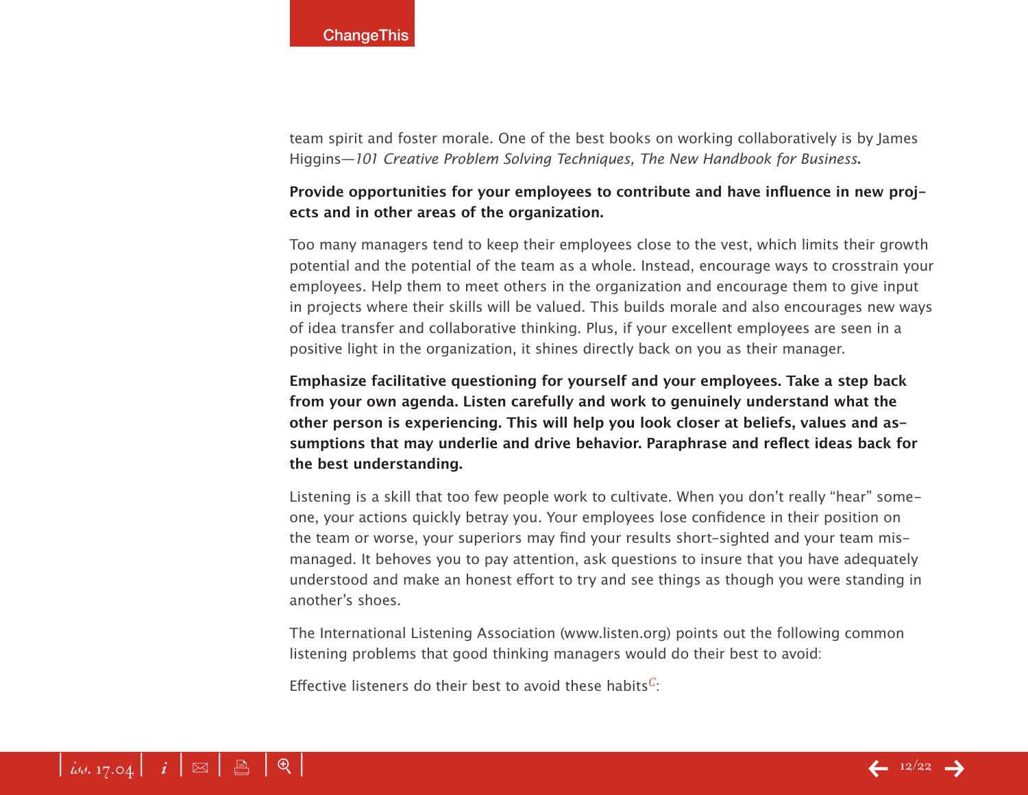team spirit and foster morale. One of the best books on working collaboratively is by James Higgins—*101 Creative Problem Solving Techniques, The New Handbook for Business*.

**Provide opportunities for your employees to contribute and have influence in new projects and in other areas of the organization.**

Too many managers tend to keep their employees close to the vest, which limits their growth potential and the potential of the team as a whole. Instead, encourage ways to crosstrain your employees. Help them to meet others in the organization and encourage them to give input in projects where their skills will be valued. This builds morale and also encourages new ways of idea transfer and collaborative thinking. Plus, if your excellent employees are seen in a positive light in the organization, it shines directly back on you as their manager.

**Emphasize facilitative questioning for yourself and your employees. Take a step back from your own agenda. Listen carefully and work to genuinely understand what the other person is experiencing. This will help you look closer at beliefs, values and assumptions that may underlie and drive behavior. Paraphrase and reflect ideas back for the best understanding.**

Listening is a skill that too few people work to cultivate. When you don't really "hear" someone, your actions quickly betray you. Your employees lose confidence in their position on the team or worse, your superiors may find your results short-sighted and your team mismanaged. It behooves you to pay attention, ask questions to insure that you have adequately understood and make an honest effort to try and see things as though you were standing in another's shoes.

The International Listening Association (www.listen.org) points out the following common listening problems that good thinking managers would do their best to avoid:

Effective listeners do their best to avoid these habits[C]: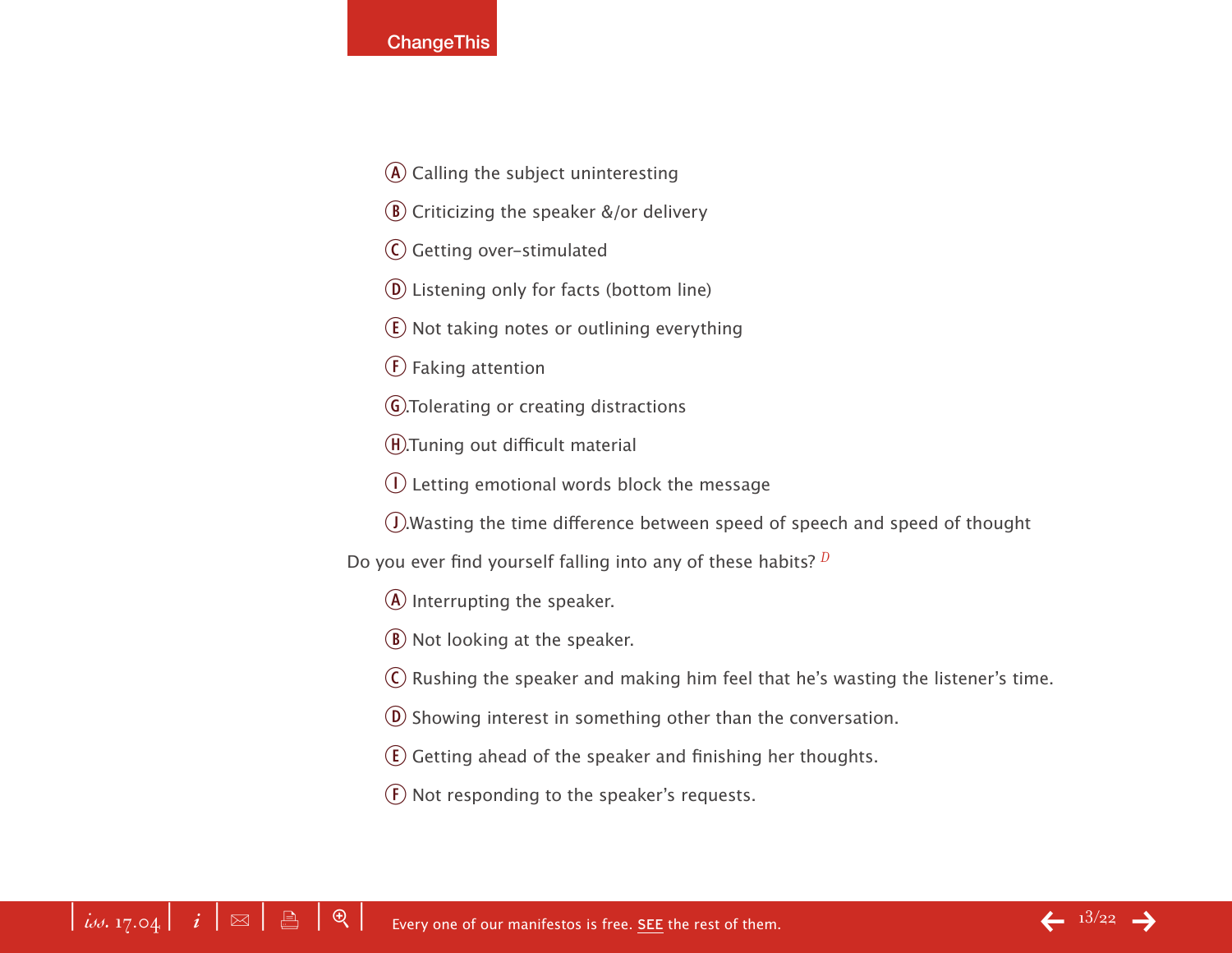- (A) Calling the subject uninteresting
- (B) Criticizing the speaker &/or delivery
- (C) Getting over-stimulated
- (D) Listening only for facts (bottom line)
- (E) Not taking notes or outlining everything
- (F) Faking attention
- (G).Tolerating or creating distractions
- (H).Tuning out difficult material
- (I) Letting emotional words block the message
- (J).Wasting the time difference between speed of speech and speed of thought

Do you ever find yourself falling into any of these habits? [D]

- (A) Interrupting the speaker.
- (B) Not looking at the speaker.
- (C) Rushing the speaker and making him feel that he's wasting the listener's time.
- (D) Showing interest in something other than the conversation.
- (E) Getting ahead of the speaker and finishing her thoughts.
- (F) Not responding to the speaker's requests.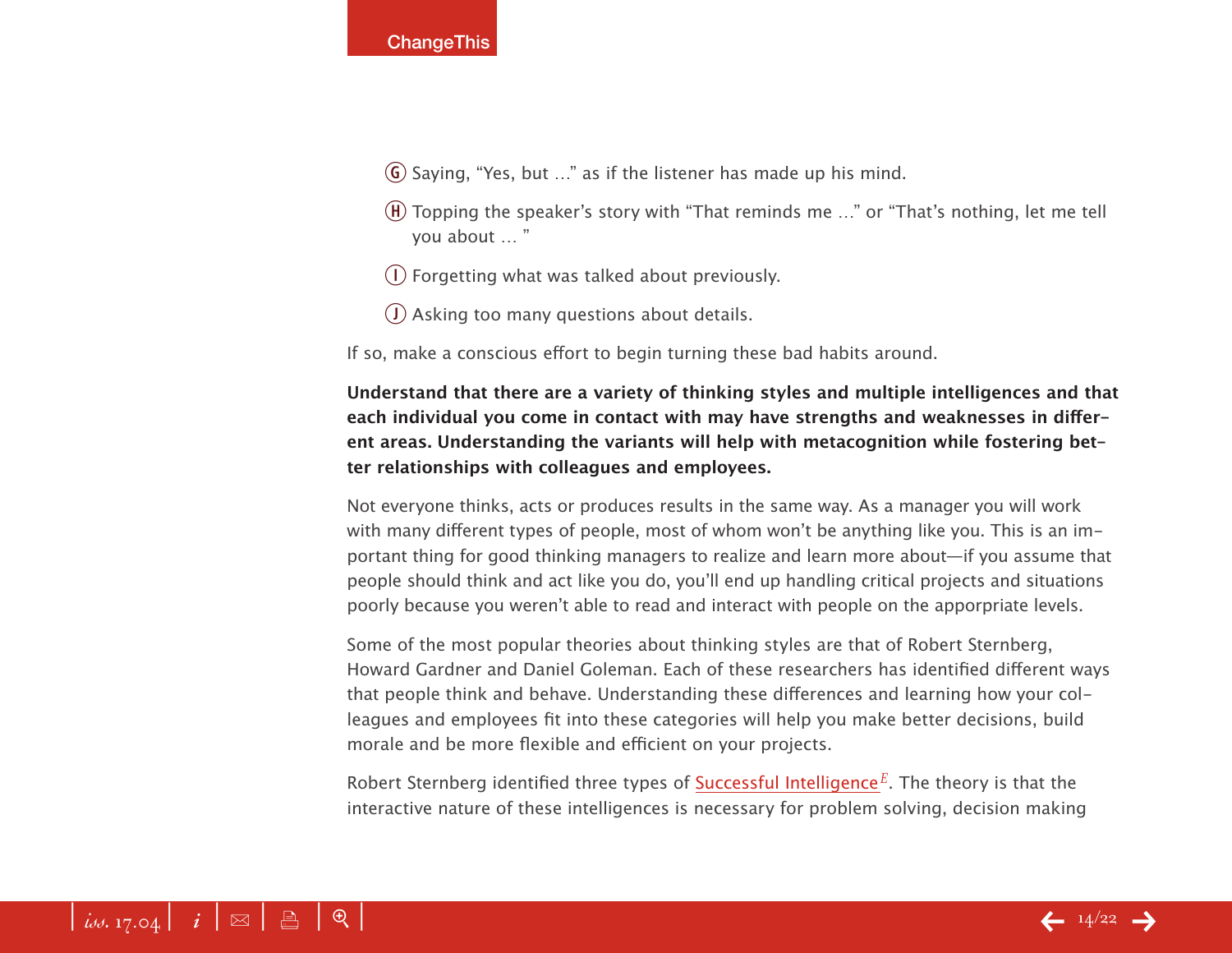G. Saying, "Yes, but …" as if the listener has made up his mind.

H. Topping the speaker's story with "That reminds me …" or "That's nothing, let me tell you about … "

I. Forgetting what was talked about previously.

J. Asking too many questions about details.

If so, make a conscious effort to begin turning these bad habits around.

**Understand that there are a variety of thinking styles and multiple intelligences and that each individual you come in contact with may have strengths and weaknesses in different areas. Understanding the variants will help with metacognition while fostering better relationships with colleagues and employees.**

Not everyone thinks, acts or produces results in the same way. As a manager you will work with many different types of people, most of whom won't be anything like you. This is an important thing for good thinking managers to realize and learn more about—if you assume that people should think and act like you do, you'll end up handling critical projects and situations poorly because you weren't able to read and interact with people on the apporpriate levels.

Some of the most popular theories about thinking styles are that of Robert Sternberg, Howard Gardner and Daniel Goleman. Each of these researchers has identified different ways that people think and behave. Understanding these differences and learning how your colleagues and employees fit into these categories will help you make better decisions, build morale and be more flexible and efficient on your projects.

Robert Sternberg identified three types of Successful Intelligence[E]. The theory is that the interactive nature of these intelligences is necessary for problem solving, decision making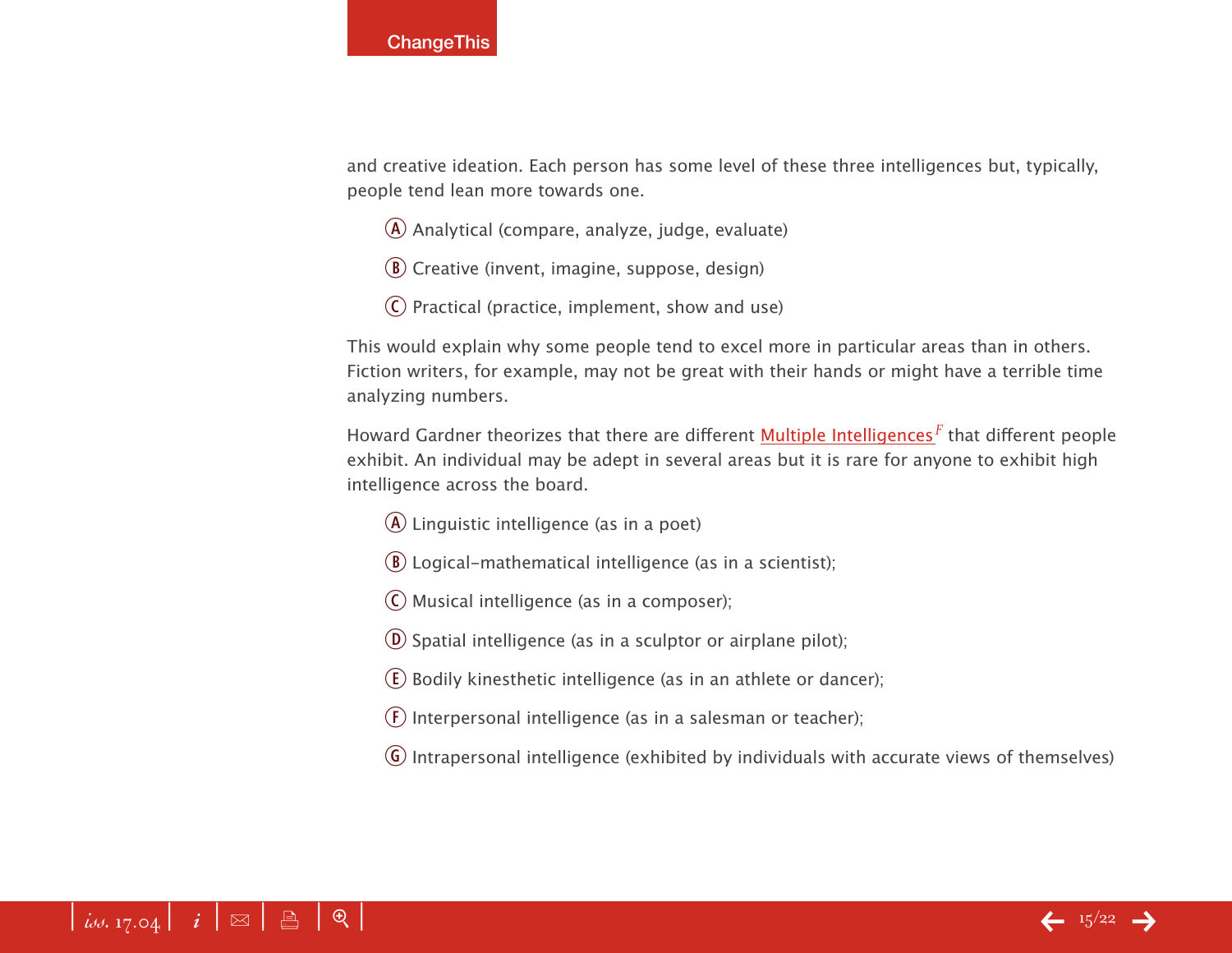and creative ideation. Each person has some level of these three intelligences but, typically, people tend lean more towards one.

- (A) Analytical (compare, analyze, judge, evaluate)
- (B) Creative (invent, imagine, suppose, design)
- (C) Practical (practice, implement, show and use)

This would explain why some people tend to excel more in particular areas than in others. Fiction writers, for example, may not be great with their hands or might have a terrible time analyzing numbers.

Howard Gardner theorizes that there are different Multiple Intelligences[F] that different people exhibit. An individual may be adept in several areas but it is rare for anyone to exhibit high intelligence across the board.

- (A) Linguistic intelligence (as in a poet)
- (B) Logical-mathematical intelligence (as in a scientist);
- (C) Musical intelligence (as in a composer);
- (D) Spatial intelligence (as in a sculptor or airplane pilot);
- (E) Bodily kinesthetic intelligence (as in an athlete or dancer);
- (F) Interpersonal intelligence (as in a salesman or teacher);
- (G) Intrapersonal intelligence (exhibited by individuals with accurate views of themselves)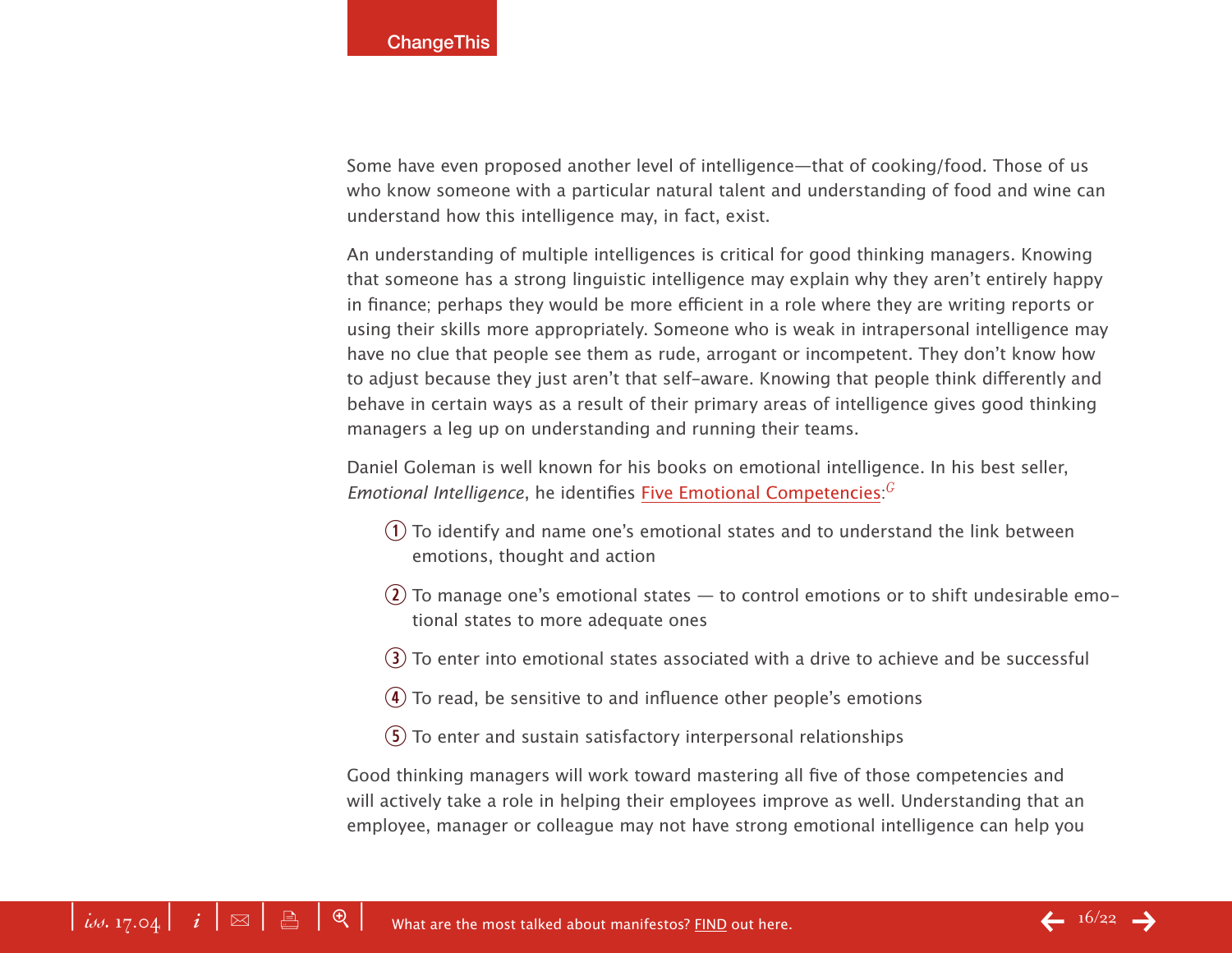Some have even proposed another level of intelligence—that of cooking/food. Those of us who know someone with a particular natural talent and understanding of food and wine can understand how this intelligence may, in fact, exist.

An understanding of multiple intelligences is critical for good thinking managers. Knowing that someone has a strong linguistic intelligence may explain why they aren't entirely happy in finance; perhaps they would be more efficient in a role where they are writing reports or using their skills more appropriately. Someone who is weak in intrapersonal intelligence may have no clue that people see them as rude, arrogant or incompetent. They don't know how to adjust because they just aren't that self-aware. Knowing that people think differently and behave in certain ways as a result of their primary areas of intelligence gives good thinking managers a leg up on understanding and running their teams.

Daniel Goleman is well known for his books on emotional intelligence. In his best seller, *Emotional Intelligence*, he identifies Five Emotional Competencies:[G]

1. To identify and name one's emotional states and to understand the link between emotions, thought and action
2. To manage one's emotional states — to control emotions or to shift undesirable emotional states to more adequate ones
3. To enter into emotional states associated with a drive to achieve and be successful
4. To read, be sensitive to and influence other people's emotions
5. To enter and sustain satisfactory interpersonal relationships

Good thinking managers will work toward mastering all five of those competencies and will actively take a role in helping their employees improve as well. Understanding that an employee, manager or colleague may not have strong emotional intelligence can help you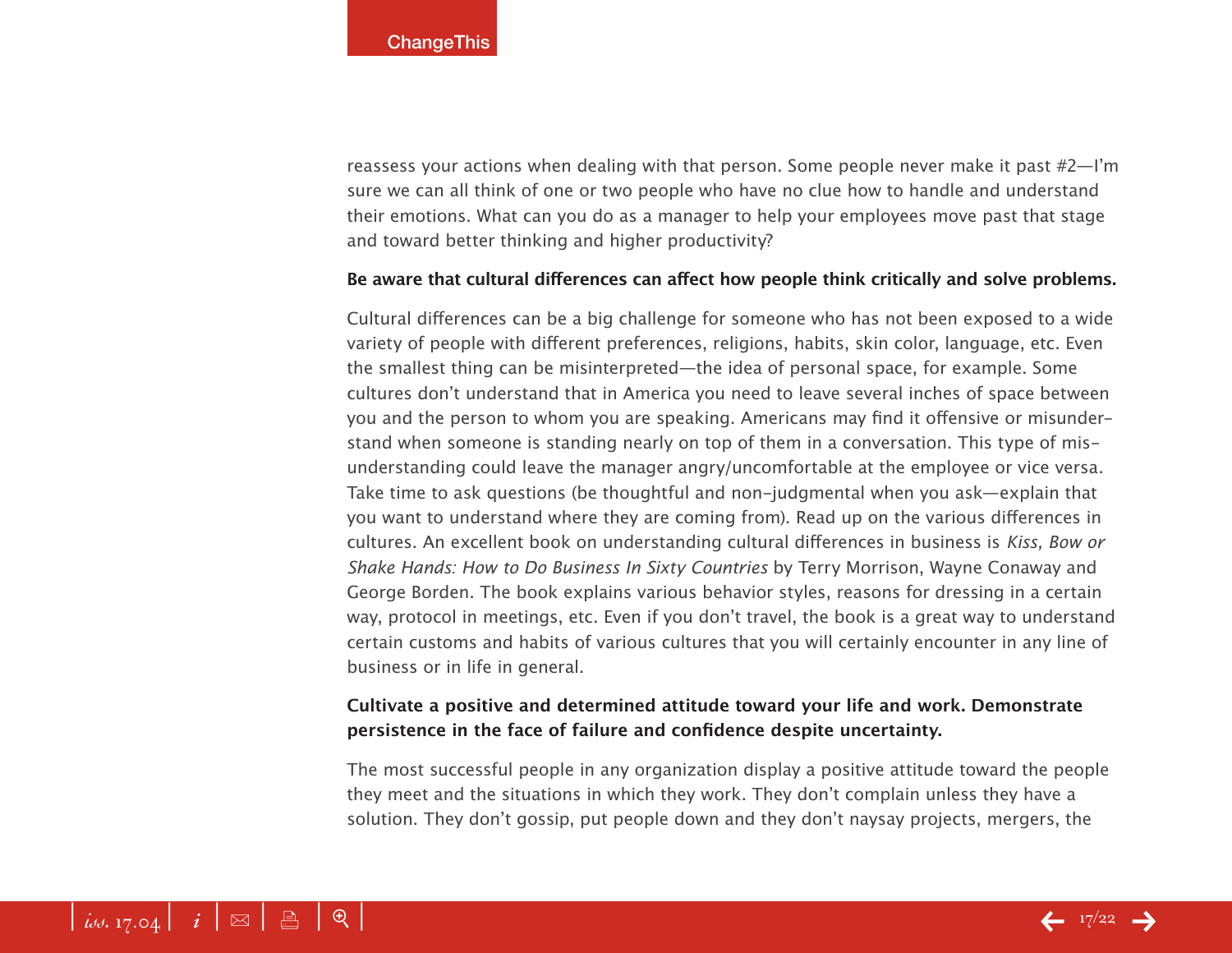reassess your actions when dealing with that person. Some people never make it past #2—I'm sure we can all think of one or two people who have no clue how to handle and understand their emotions. What can you do as a manager to help your employees move past that stage and toward better thinking and higher productivity?

**Be aware that cultural differences can affect how people think critically and solve problems.**

Cultural differences can be a big challenge for someone who has not been exposed to a wide variety of people with different preferences, religions, habits, skin color, language, etc. Even the smallest thing can be misinterpreted—the idea of personal space, for example. Some cultures don't understand that in America you need to leave several inches of space between you and the person to whom you are speaking. Americans may find it offensive or misunderstand when someone is standing nearly on top of them in a conversation. This type of misunderstanding could leave the manager angry/uncomfortable at the employee or vice versa. Take time to ask questions (be thoughtful and non-judgmental when you ask—explain that you want to understand where they are coming from). Read up on the various differences in cultures. An excellent book on understanding cultural differences in business is *Kiss, Bow or Shake Hands: How to Do Business In Sixty Countries* by Terry Morrison, Wayne Conaway and George Borden. The book explains various behavior styles, reasons for dressing in a certain way, protocol in meetings, etc. Even if you don't travel, the book is a great way to understand certain customs and habits of various cultures that you will certainly encounter in any line of business or in life in general.

**Cultivate a positive and determined attitude toward your life and work. Demonstrate persistence in the face of failure and confidence despite uncertainty.**

The most successful people in any organization display a positive attitude toward the people they meet and the situations in which they work. They don't complain unless they have a solution. They don't gossip, put people down and they don't naysay projects, mergers, the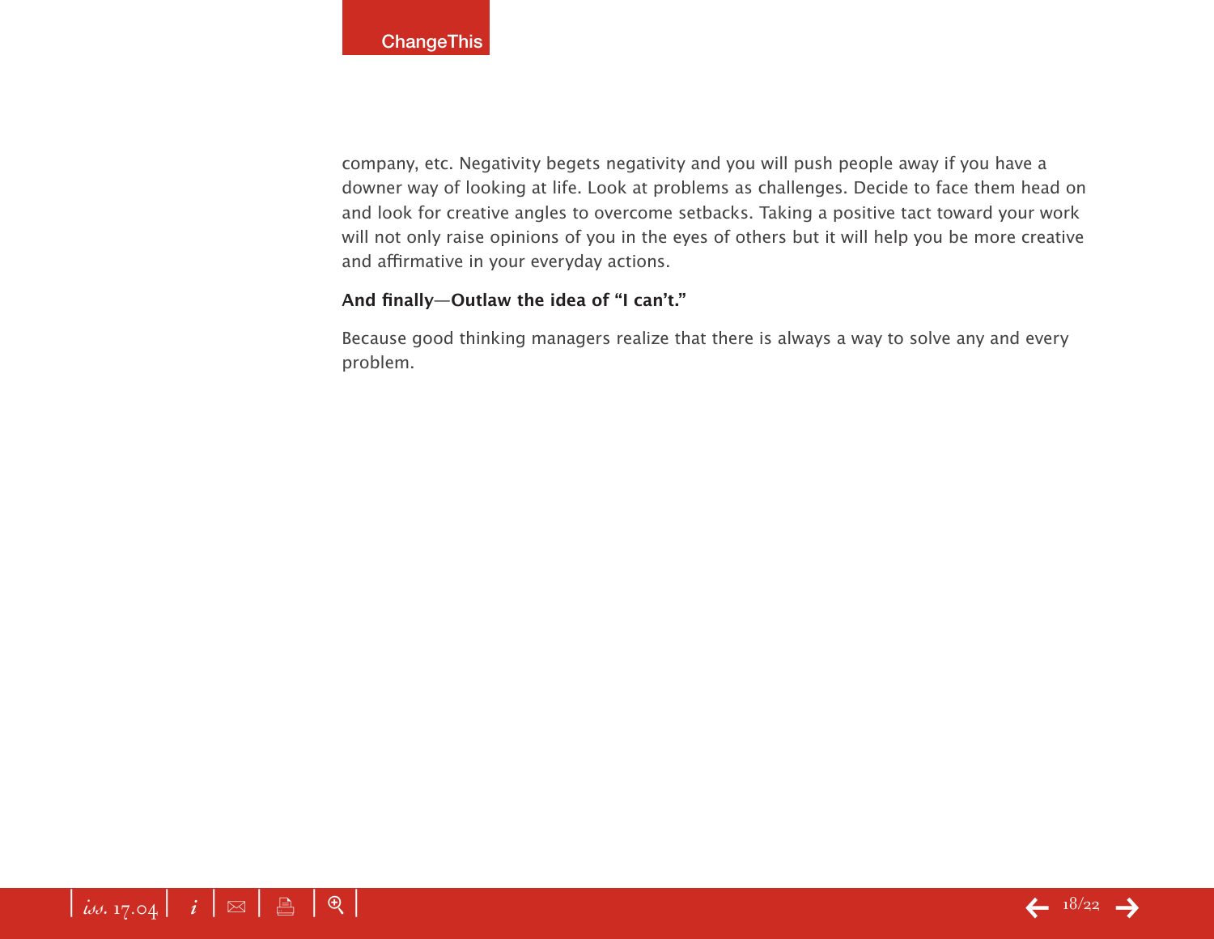company, etc. Negativity begets negativity and you will push people away if you have a downer way of looking at life. Look at problems as challenges. Decide to face them head on and look for creative angles to overcome setbacks. Taking a positive tact toward your work will not only raise opinions of you in the eyes of others but it will help you be more creative and affirmative in your everyday actions.

**And finally—Outlaw the idea of "I can't."**

Because good thinking managers realize that there is always a way to solve any and every problem.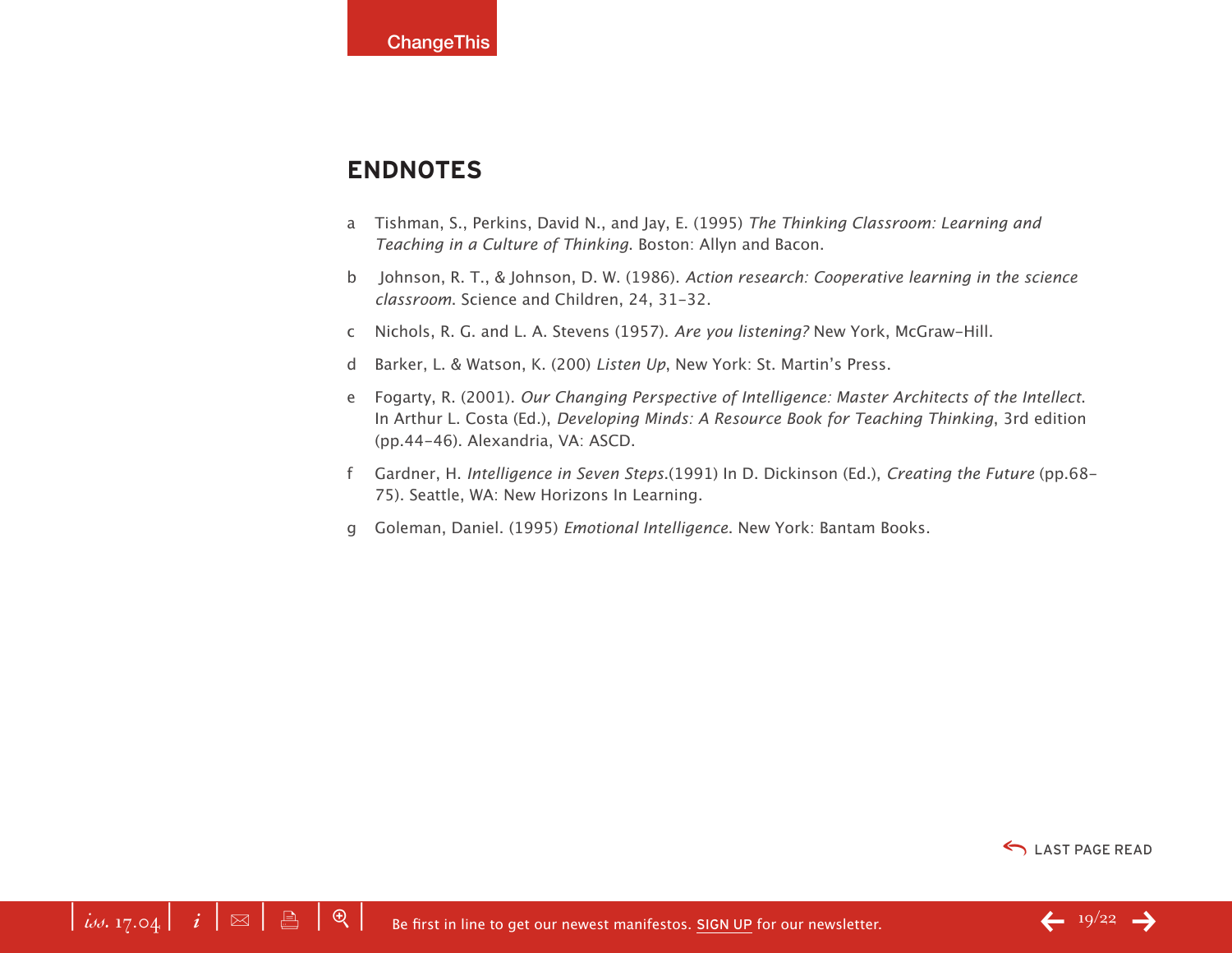## ENDNOTES

a Tishman, S., Perkins, David N., and Jay, E. (1995) *The Thinking Classroom: Learning and Teaching in a Culture of Thinking*. Boston: Allyn and Bacon.

b Johnson, R. T., & Johnson, D. W. (1986). *Action research: Cooperative learning in the science classroom*. Science and Children, 24, 31–32.

c Nichols, R. G. and L. A. Stevens (1957). *Are you listening?* New York, McGraw-Hill.

d Barker, L. & Watson, K. (200) *Listen Up*, New York: St. Martin's Press.

e Fogarty, R. (2001). *Our Changing Perspective of Intelligence: Master Architects of the Intellect.* In Arthur L. Costa (Ed.), *Developing Minds: A Resource Book for Teaching Thinking*, 3rd edition (pp.44–46). Alexandria, VA: ASCD.

f Gardner, H. *Intelligence in Seven Steps*.(1991) In D. Dickinson (Ed.), *Creating the Future* (pp.68–75). Seattle, WA: New Horizons In Learning.

g Goleman, Daniel. (1995) *Emotional Intelligence*. New York: Bantam Books.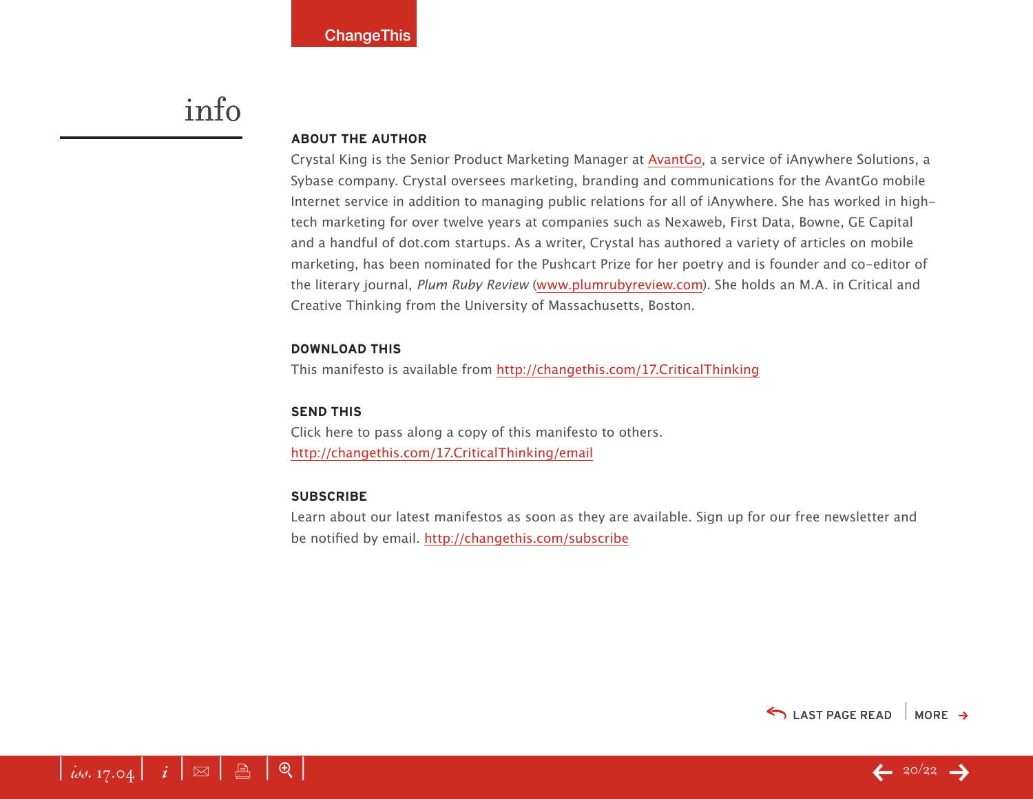# info

## ABOUT THE AUTHOR

Crystal King is the Senior Product Marketing Manager at AvantGo, a service of iAnywhere Solutions, a Sybase company. Crystal oversees marketing, branding and communications for the AvantGo mobile Internet service in addition to managing public relations for all of iAnywhere. She has worked in high-tech marketing for over twelve years at companies such as Nexaweb, First Data, Bowne, GE Capital and a handful of dot.com startups. As a writer, Crystal has authored a variety of articles on mobile marketing, has been nominated for the Pushcart Prize for her poetry and is founder and co-editor of the literary journal, *Plum Ruby Review* (www.plumrubyreview.com). She holds an M.A. in Critical and Creative Thinking from the University of Massachusetts, Boston.

## DOWNLOAD THIS

This manifesto is available from http://changethis.com/17.CriticalThinking

## SEND THIS

Click here to pass along a copy of this manifesto to others.
http://changethis.com/17.CriticalThinking/email

## SUBSCRIBE

Learn about our latest manifestos as soon as they are available. Sign up for our free newsletter and be notified by email. http://changethis.com/subscribe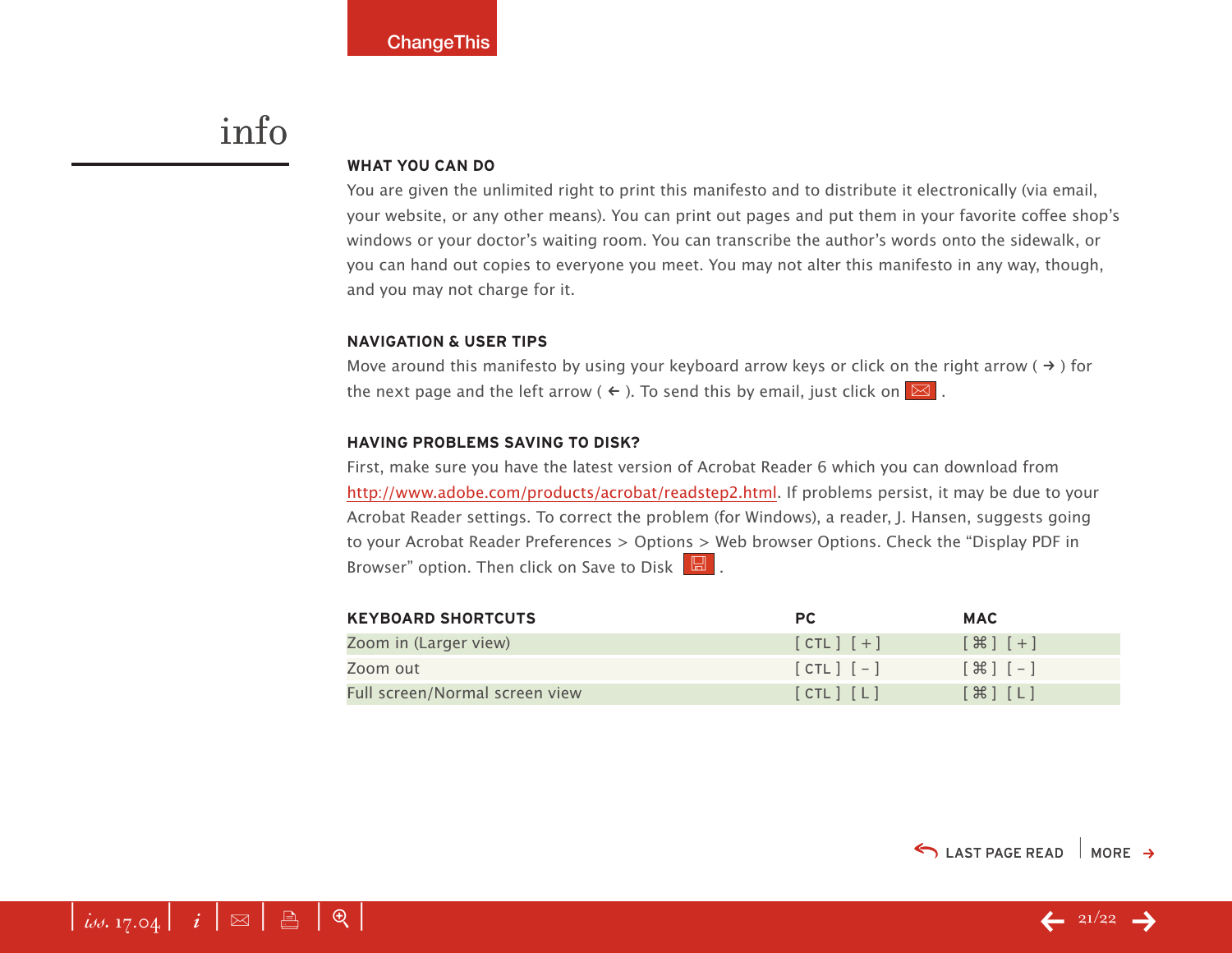# info

**WHAT YOU CAN DO**

You are given the unlimited right to print this manifesto and to distribute it electronically (via email, your website, or any other means). You can print out pages and put them in your favorite coffee shop's windows or your doctor's waiting room. You can transcribe the author's words onto the sidewalk, or you can hand out copies to everyone you meet. You may not alter this manifesto in any way, though, and you may not charge for it.

**NAVIGATION & USER TIPS**

Move around this manifesto by using your keyboard arrow keys or click on the right arrow ( → ) for the next page and the left arrow ( ← ). To send this by email, just click on ✉ .

**HAVING PROBLEMS SAVING TO DISK?**

First, make sure you have the latest version of Acrobat Reader 6 which you can download from http://www.adobe.com/products/acrobat/readstep2.html. If problems persist, it may be due to your Acrobat Reader settings. To correct the problem (for Windows), a reader, J. Hansen, suggests going to your Acrobat Reader Preferences > Options > Web browser Options. Check the "Display PDF in Browser" option. Then click on Save to Disk .

| KEYBOARD SHORTCUTS | PC | MAC |
|---|---|---|
| Zoom in (Larger view) | [ CTL ] [ + ] | [ ⌘ ] [ + ] |
| Zoom out | [ CTL ] [ – ] | [ ⌘ ] [ – ] |
| Full screen/Normal screen view | [ CTL ] [ L ] | [ ⌘ ] [ L ] |

LAST PAGE READ | MORE →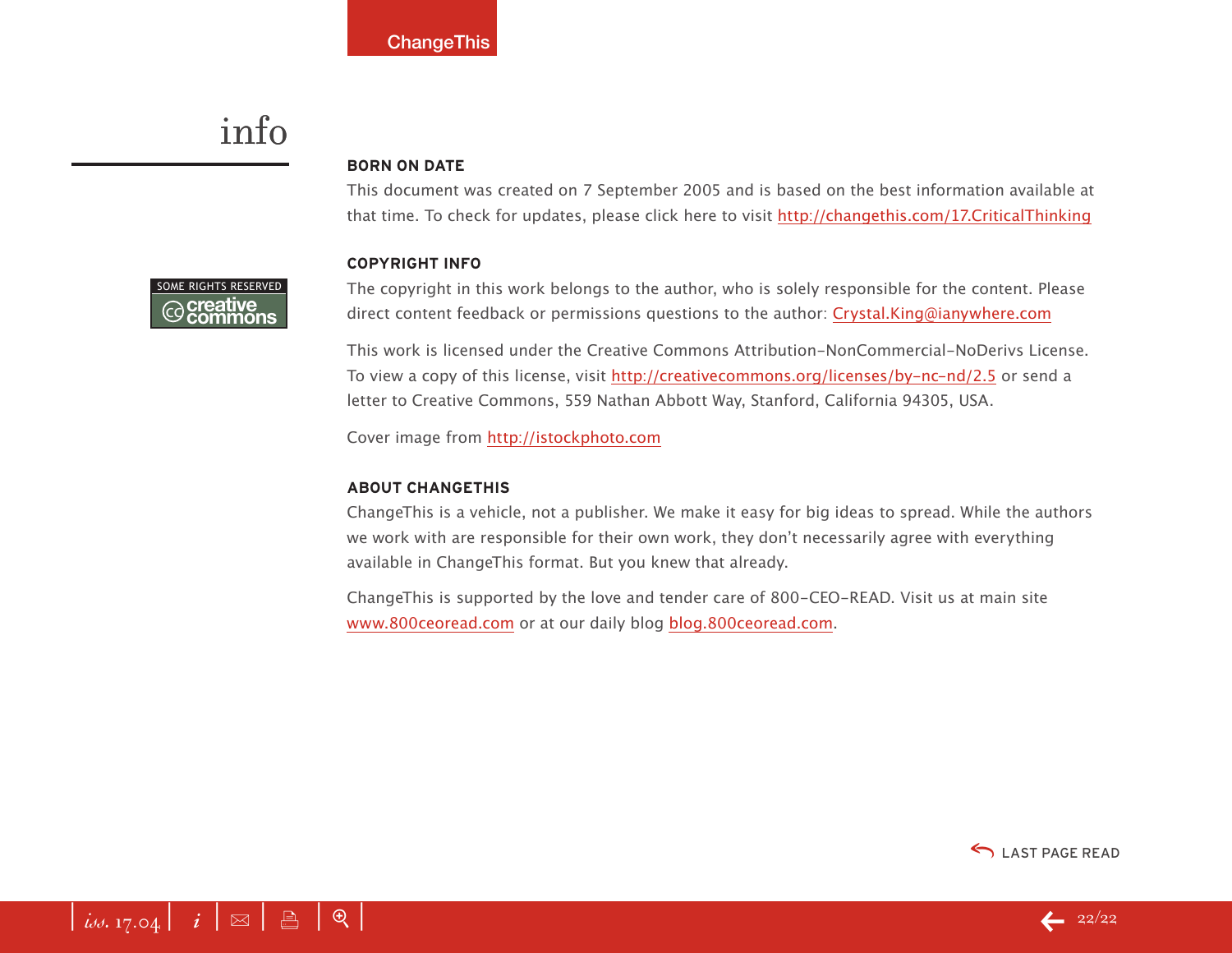# info

### BORN ON DATE

This document was created on 7 September 2005 and is based on the best information available at that time. To check for updates, please click here to visit http://changethis.com/17.CriticalThinking

### COPYRIGHT INFO

The copyright in this work belongs to the author, who is solely responsible for the content. Please direct content feedback or permissions questions to the author: Crystal.King@ianywhere.com

This work is licensed under the Creative Commons Attribution-NonCommercial-NoDerivs License. To view a copy of this license, visit http://creativecommons.org/licenses/by-nc-nd/2.5 or send a letter to Creative Commons, 559 Nathan Abbott Way, Stanford, California 94305, USA.

Cover image from http://istockphoto.com

### ABOUT CHANGETHIS

ChangeThis is a vehicle, not a publisher. We make it easy for big ideas to spread. While the authors we work with are responsible for their own work, they don't necessarily agree with everything available in ChangeThis format. But you knew that already.

ChangeThis is supported by the love and tender care of 800-CEO-READ. Visit us at main site www.800ceoread.com or at our daily blog blog.800ceoread.com.